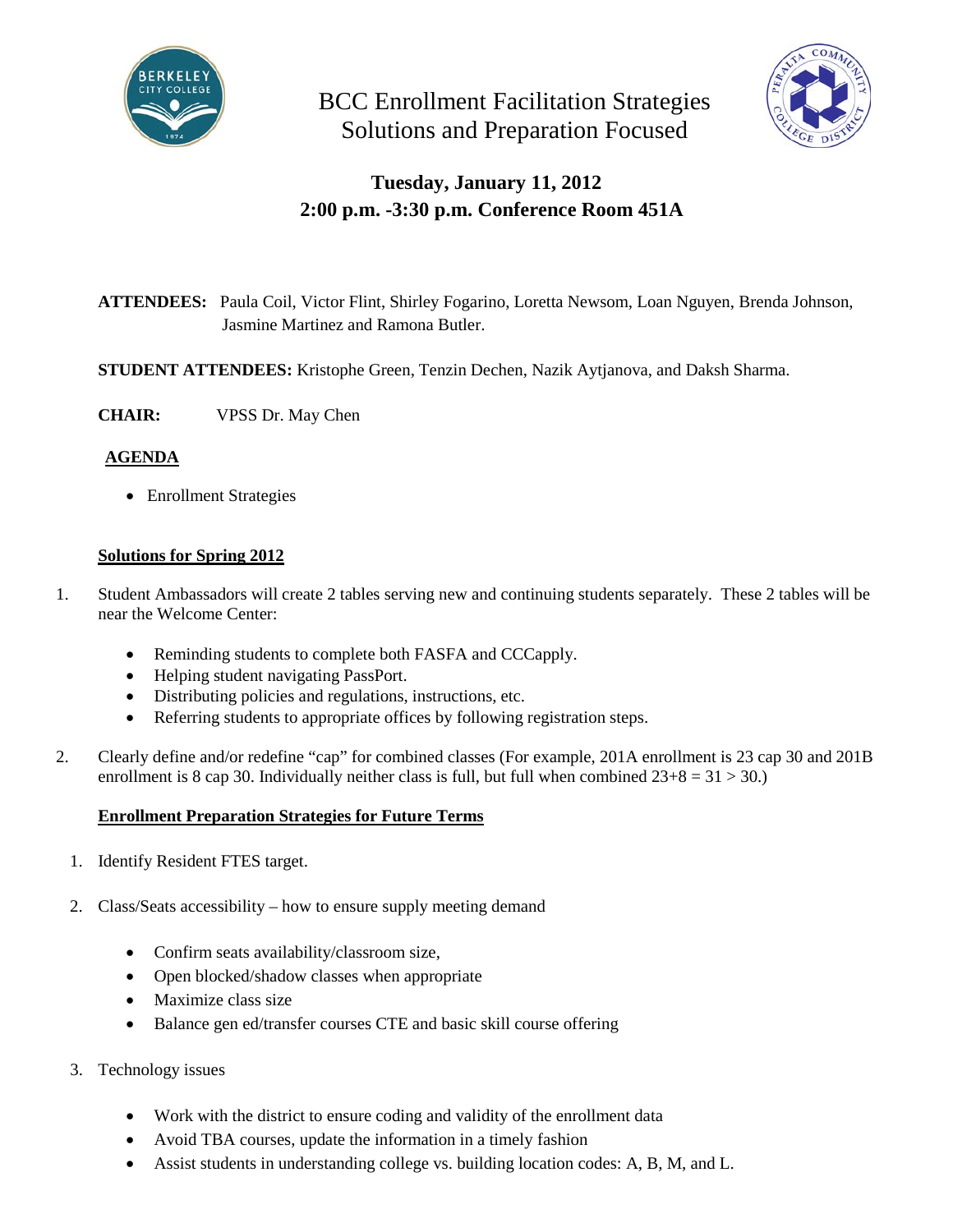# BCC Enrollment Facilitation Strategies
## Solutions and Preparation Focused

**Tuesday, January 11, 2012**
**2:00 p.m. -3:30 p.m. Conference Room 451A**

**ATTENDEES:** Paula Coil, Victor Flint, Shirley Fogarino, Loretta Newsom, Loan Nguyen, Brenda Johnson, Jasmine Martinez and Ramona Butler.

**STUDENT ATTENDEES:** Kristophe Green, Tenzin Dechen, Nazik Aytjanova, and Daksh Sharma.

**CHAIR:** VPSS Dr. May Chen

**AGENDA**

- Enrollment Strategies

**Solutions for Spring 2012**

1. Student Ambassadors will create 2 tables serving new and continuing students separately. These 2 tables will be near the Welcome Center:
   - Reminding students to complete both FASFA and CCCapply.
   - Helping student navigating PassPort.
   - Distributing policies and regulations, instructions, etc.
   - Referring students to appropriate offices by following registration steps.
2. Clearly define and/or redefine "cap" for combined classes (For example, 201A enrollment is 23 cap 30 and 201B enrollment is 8 cap 30. Individually neither class is full, but full when combined 23+8 = 31 > 30.)

**Enrollment Preparation Strategies for Future Terms**

1. Identify Resident FTES target.
2. Class/Seats accessibility – how to ensure supply meeting demand
   - Confirm seats availability/classroom size,
   - Open blocked/shadow classes when appropriate
   - Maximize class size
   - Balance gen ed/transfer courses CTE and basic skill course offering
3. Technology issues
   - Work with the district to ensure coding and validity of the enrollment data
   - Avoid TBA courses, update the information in a timely fashion
   - Assist students in understanding college vs. building location codes: A, B, M, and L.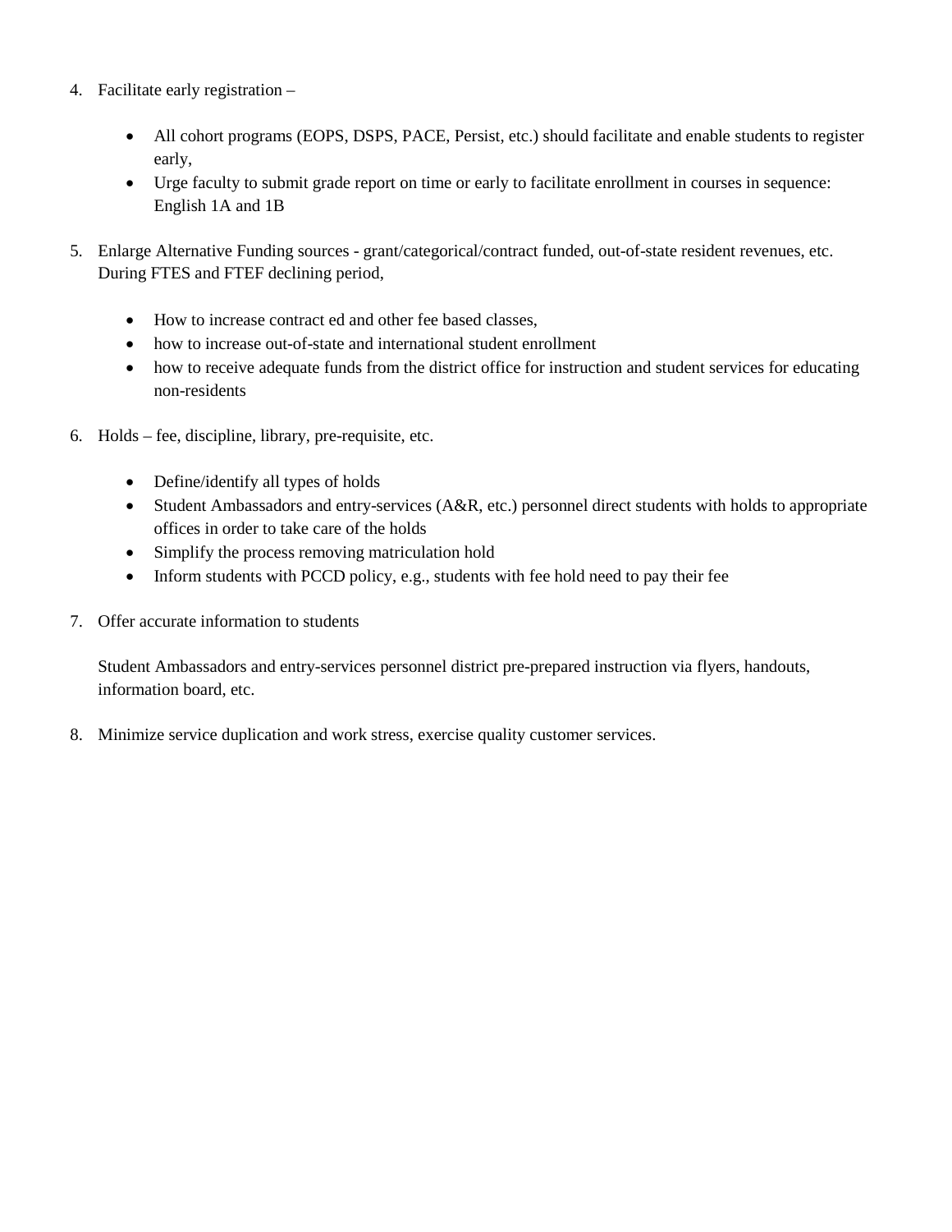4. Facilitate early registration –

    - All cohort programs (EOPS, DSPS, PACE, Persist, etc.) should facilitate and enable students to register early,
    - Urge faculty to submit grade report on time or early to facilitate enrollment in courses in sequence: English 1A and 1B

5. Enlarge Alternative Funding sources - grant/categorical/contract funded, out-of-state resident revenues, etc. During FTES and FTEF declining period,

    - How to increase contract ed and other fee based classes,
    - how to increase out-of-state and international student enrollment
    - how to receive adequate funds from the district office for instruction and student services for educating non-residents

6. Holds – fee, discipline, library, pre-requisite, etc.

    - Define/identify all types of holds
    - Student Ambassadors and entry-services (A&R, etc.) personnel direct students with holds to appropriate offices in order to take care of the holds
    - Simplify the process removing matriculation hold
    - Inform students with PCCD policy, e.g., students with fee hold need to pay their fee

7. Offer accurate information to students

    Student Ambassadors and entry-services personnel district pre-prepared instruction via flyers, handouts, information board, etc.

8. Minimize service duplication and work stress, exercise quality customer services.